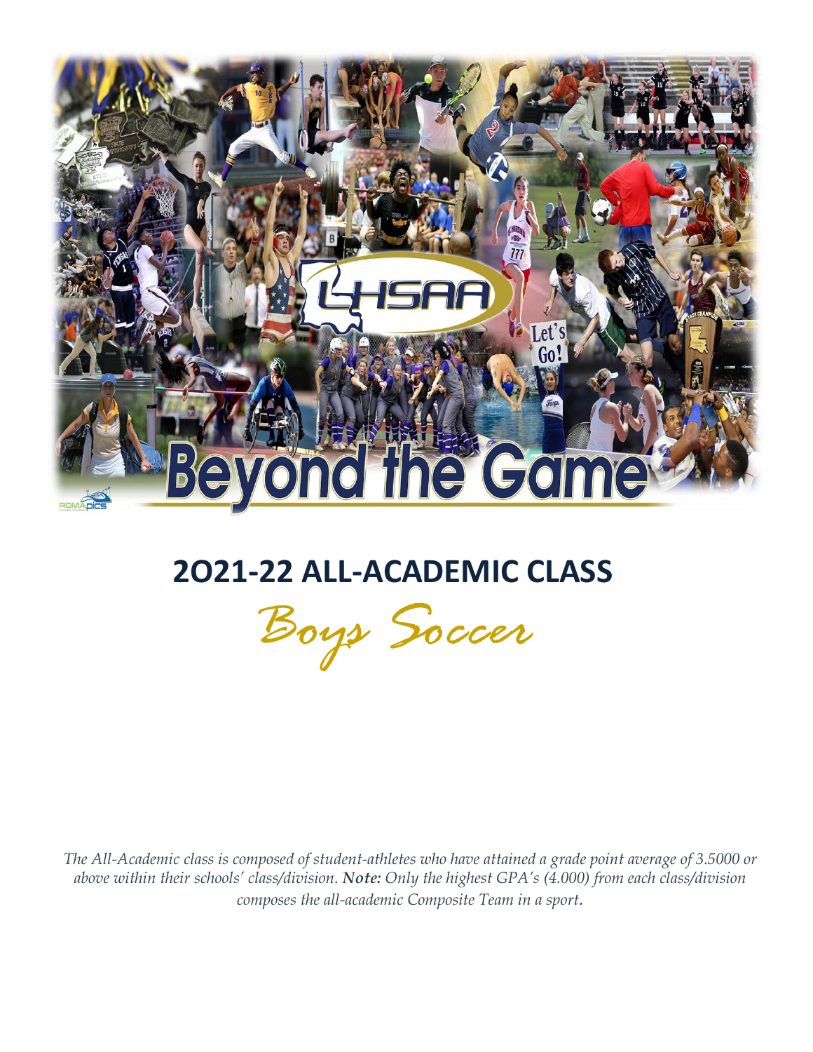# 2O21-22 ALL-ACADEMIC CLASS

## Boys Soccer

*The All-Academic class is composed of student-athletes who have attained a grade point average of 3.5000 or above within their schools' class/division. **Note:** Only the highest GPA's (4.000) from each class/division composes the all-academic Composite Team in a sport.*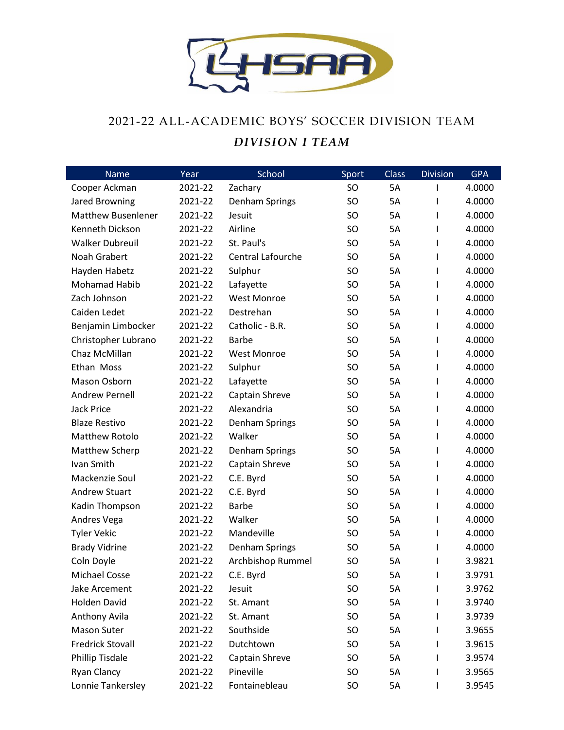## 2021-22 ALL-ACADEMIC BOYS' SOCCER DIVISION TEAM

### *DIVISION I TEAM*

| Name | Year | School | Sport | Class | Division | GPA |
|---|---|---|---|---|---|---|
| Cooper Ackman | 2021-22 | Zachary | SO | 5A | I | 4.0000 |
| Jared Browning | 2021-22 | Denham Springs | SO | 5A | I | 4.0000 |
| Matthew Busenlener | 2021-22 | Jesuit | SO | 5A | I | 4.0000 |
| Kenneth Dickson | 2021-22 | Airline | SO | 5A | I | 4.0000 |
| Walker Dubreuil | 2021-22 | St. Paul's | SO | 5A | I | 4.0000 |
| Noah Grabert | 2021-22 | Central Lafourche | SO | 5A | I | 4.0000 |
| Hayden Habetz | 2021-22 | Sulphur | SO | 5A | I | 4.0000 |
| Mohamad Habib | 2021-22 | Lafayette | SO | 5A | I | 4.0000 |
| Zach Johnson | 2021-22 | West Monroe | SO | 5A | I | 4.0000 |
| Caiden Ledet | 2021-22 | Destrehan | SO | 5A | I | 4.0000 |
| Benjamin Limbocker | 2021-22 | Catholic - B.R. | SO | 5A | I | 4.0000 |
| Christopher Lubrano | 2021-22 | Barbe | SO | 5A | I | 4.0000 |
| Chaz McMillan | 2021-22 | West Monroe | SO | 5A | I | 4.0000 |
| Ethan Moss | 2021-22 | Sulphur | SO | 5A | I | 4.0000 |
| Mason Osborn | 2021-22 | Lafayette | SO | 5A | I | 4.0000 |
| Andrew Pernell | 2021-22 | Captain Shreve | SO | 5A | I | 4.0000 |
| Jack Price | 2021-22 | Alexandria | SO | 5A | I | 4.0000 |
| Blaze Restivo | 2021-22 | Denham Springs | SO | 5A | I | 4.0000 |
| Matthew Rotolo | 2021-22 | Walker | SO | 5A | I | 4.0000 |
| Matthew Scherp | 2021-22 | Denham Springs | SO | 5A | I | 4.0000 |
| Ivan Smith | 2021-22 | Captain Shreve | SO | 5A | I | 4.0000 |
| Mackenzie Soul | 2021-22 | C.E. Byrd | SO | 5A | I | 4.0000 |
| Andrew Stuart | 2021-22 | C.E. Byrd | SO | 5A | I | 4.0000 |
| Kadin Thompson | 2021-22 | Barbe | SO | 5A | I | 4.0000 |
| Andres Vega | 2021-22 | Walker | SO | 5A | I | 4.0000 |
| Tyler Vekic | 2021-22 | Mandeville | SO | 5A | I | 4.0000 |
| Brady Vidrine | 2021-22 | Denham Springs | SO | 5A | I | 4.0000 |
| Coln Doyle | 2021-22 | Archbishop Rummel | SO | 5A | I | 3.9821 |
| Michael Cosse | 2021-22 | C.E. Byrd | SO | 5A | I | 3.9791 |
| Jake Arcement | 2021-22 | Jesuit | SO | 5A | I | 3.9762 |
| Holden David | 2021-22 | St. Amant | SO | 5A | I | 3.9740 |
| Anthony Avila | 2021-22 | St. Amant | SO | 5A | I | 3.9739 |
| Mason Suter | 2021-22 | Southside | SO | 5A | I | 3.9655 |
| Fredrick Stovall | 2021-22 | Dutchtown | SO | 5A | I | 3.9615 |
| Phillip Tisdale | 2021-22 | Captain Shreve | SO | 5A | I | 3.9574 |
| Ryan Clancy | 2021-22 | Pineville | SO | 5A | I | 3.9565 |
| Lonnie Tankersley | 2021-22 | Fontainebleau | SO | 5A | I | 3.9545 |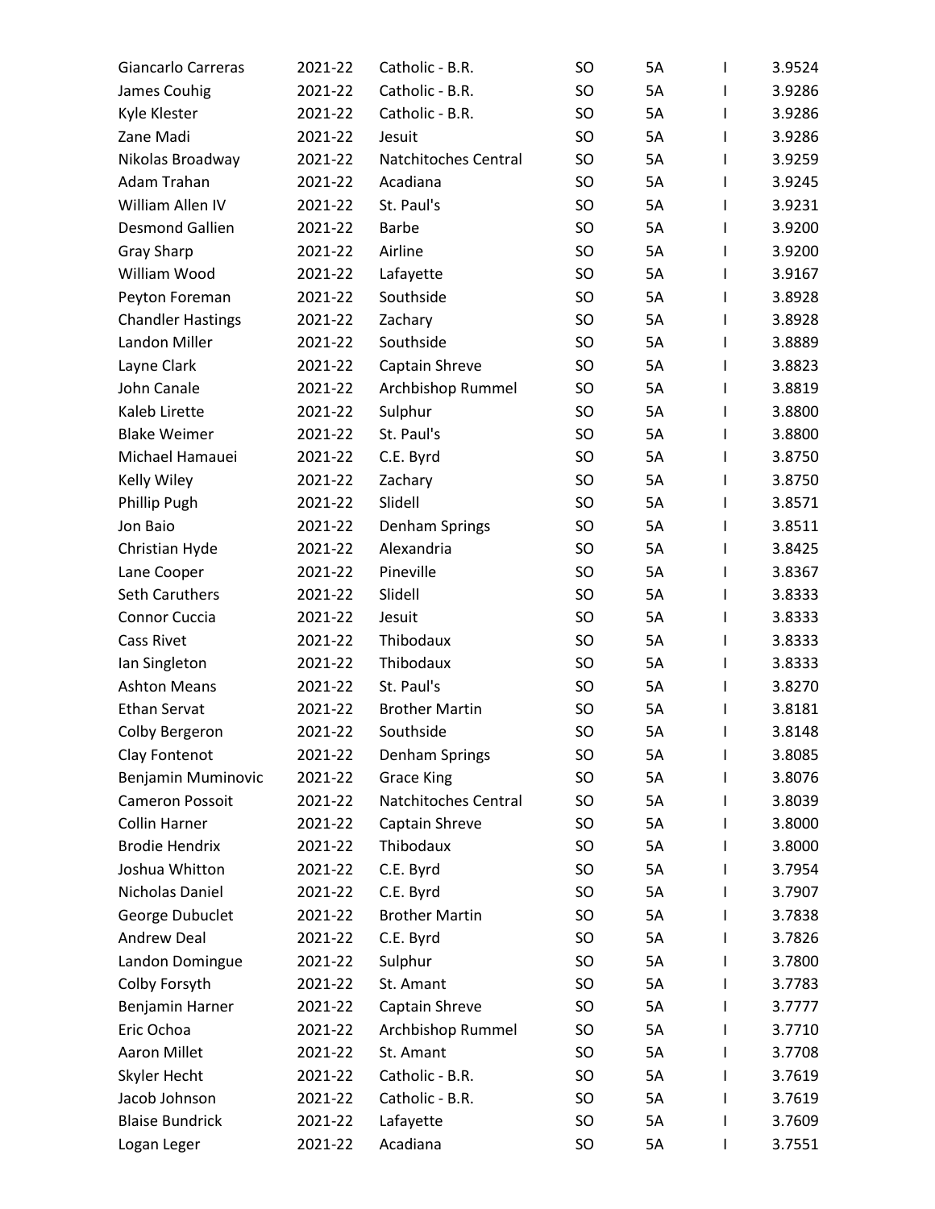| | | | | | | |
|---|---|---|---|---|---|---|
| Giancarlo Carreras | 2021-22 | Catholic - B.R. | SO | 5A | I | 3.9524 |
| James Couhig | 2021-22 | Catholic - B.R. | SO | 5A | I | 3.9286 |
| Kyle Klester | 2021-22 | Catholic - B.R. | SO | 5A | I | 3.9286 |
| Zane Madi | 2021-22 | Jesuit | SO | 5A | I | 3.9286 |
| Nikolas Broadway | 2021-22 | Natchitoches Central | SO | 5A | I | 3.9259 |
| Adam Trahan | 2021-22 | Acadiana | SO | 5A | I | 3.9245 |
| William Allen IV | 2021-22 | St. Paul's | SO | 5A | I | 3.9231 |
| Desmond Gallien | 2021-22 | Barbe | SO | 5A | I | 3.9200 |
| Gray Sharp | 2021-22 | Airline | SO | 5A | I | 3.9200 |
| William Wood | 2021-22 | Lafayette | SO | 5A | I | 3.9167 |
| Peyton Foreman | 2021-22 | Southside | SO | 5A | I | 3.8928 |
| Chandler Hastings | 2021-22 | Zachary | SO | 5A | I | 3.8928 |
| Landon Miller | 2021-22 | Southside | SO | 5A | I | 3.8889 |
| Layne Clark | 2021-22 | Captain Shreve | SO | 5A | I | 3.8823 |
| John Canale | 2021-22 | Archbishop Rummel | SO | 5A | I | 3.8819 |
| Kaleb Lirette | 2021-22 | Sulphur | SO | 5A | I | 3.8800 |
| Blake Weimer | 2021-22 | St. Paul's | SO | 5A | I | 3.8800 |
| Michael Hamauei | 2021-22 | C.E. Byrd | SO | 5A | I | 3.8750 |
| Kelly Wiley | 2021-22 | Zachary | SO | 5A | I | 3.8750 |
| Phillip Pugh | 2021-22 | Slidell | SO | 5A | I | 3.8571 |
| Jon Baio | 2021-22 | Denham Springs | SO | 5A | I | 3.8511 |
| Christian Hyde | 2021-22 | Alexandria | SO | 5A | I | 3.8425 |
| Lane Cooper | 2021-22 | Pineville | SO | 5A | I | 3.8367 |
| Seth Caruthers | 2021-22 | Slidell | SO | 5A | I | 3.8333 |
| Connor Cuccia | 2021-22 | Jesuit | SO | 5A | I | 3.8333 |
| Cass Rivet | 2021-22 | Thibodaux | SO | 5A | I | 3.8333 |
| Ian Singleton | 2021-22 | Thibodaux | SO | 5A | I | 3.8333 |
| Ashton Means | 2021-22 | St. Paul's | SO | 5A | I | 3.8270 |
| Ethan Servat | 2021-22 | Brother Martin | SO | 5A | I | 3.8181 |
| Colby Bergeron | 2021-22 | Southside | SO | 5A | I | 3.8148 |
| Clay Fontenot | 2021-22 | Denham Springs | SO | 5A | I | 3.8085 |
| Benjamin Muminovic | 2021-22 | Grace King | SO | 5A | I | 3.8076 |
| Cameron Possoit | 2021-22 | Natchitoches Central | SO | 5A | I | 3.8039 |
| Collin Harner | 2021-22 | Captain Shreve | SO | 5A | I | 3.8000 |
| Brodie Hendrix | 2021-22 | Thibodaux | SO | 5A | I | 3.8000 |
| Joshua Whitton | 2021-22 | C.E. Byrd | SO | 5A | I | 3.7954 |
| Nicholas Daniel | 2021-22 | C.E. Byrd | SO | 5A | I | 3.7907 |
| George Dubuclet | 2021-22 | Brother Martin | SO | 5A | I | 3.7838 |
| Andrew Deal | 2021-22 | C.E. Byrd | SO | 5A | I | 3.7826 |
| Landon Domingue | 2021-22 | Sulphur | SO | 5A | I | 3.7800 |
| Colby Forsyth | 2021-22 | St. Amant | SO | 5A | I | 3.7783 |
| Benjamin Harner | 2021-22 | Captain Shreve | SO | 5A | I | 3.7777 |
| Eric Ochoa | 2021-22 | Archbishop Rummel | SO | 5A | I | 3.7710 |
| Aaron Millet | 2021-22 | St. Amant | SO | 5A | I | 3.7708 |
| Skyler Hecht | 2021-22 | Catholic - B.R. | SO | 5A | I | 3.7619 |
| Jacob Johnson | 2021-22 | Catholic - B.R. | SO | 5A | I | 3.7619 |
| Blaise Bundrick | 2021-22 | Lafayette | SO | 5A | I | 3.7609 |
| Logan Leger | 2021-22 | Acadiana | SO | 5A | I | 3.7551 |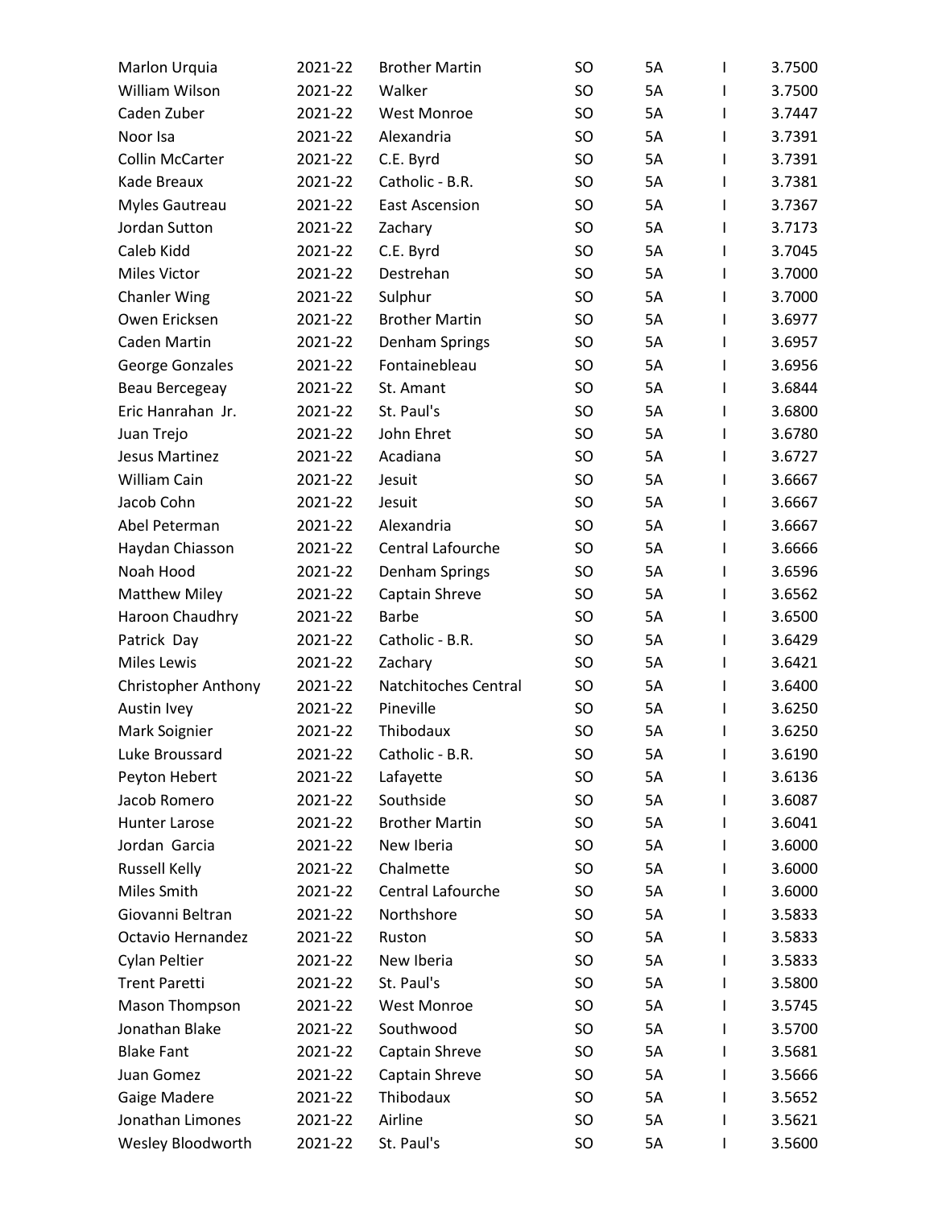| | | | | | | |
|---|---|---|---|---|---|---|
| Marlon Urquia | 2021-22 | Brother Martin | SO | 5A | I | 3.7500 |
| William Wilson | 2021-22 | Walker | SO | 5A | I | 3.7500 |
| Caden Zuber | 2021-22 | West Monroe | SO | 5A | I | 3.7447 |
| Noor Isa | 2021-22 | Alexandria | SO | 5A | I | 3.7391 |
| Collin McCarter | 2021-22 | C.E. Byrd | SO | 5A | I | 3.7391 |
| Kade Breaux | 2021-22 | Catholic - B.R. | SO | 5A | I | 3.7381 |
| Myles Gautreau | 2021-22 | East Ascension | SO | 5A | I | 3.7367 |
| Jordan Sutton | 2021-22 | Zachary | SO | 5A | I | 3.7173 |
| Caleb Kidd | 2021-22 | C.E. Byrd | SO | 5A | I | 3.7045 |
| Miles Victor | 2021-22 | Destrehan | SO | 5A | I | 3.7000 |
| Chanler Wing | 2021-22 | Sulphur | SO | 5A | I | 3.7000 |
| Owen Ericksen | 2021-22 | Brother Martin | SO | 5A | I | 3.6977 |
| Caden Martin | 2021-22 | Denham Springs | SO | 5A | I | 3.6957 |
| George Gonzales | 2021-22 | Fontainebleau | SO | 5A | I | 3.6956 |
| Beau Bercegeay | 2021-22 | St. Amant | SO | 5A | I | 3.6844 |
| Eric Hanrahan Jr. | 2021-22 | St. Paul's | SO | 5A | I | 3.6800 |
| Juan Trejo | 2021-22 | John Ehret | SO | 5A | I | 3.6780 |
| Jesus Martinez | 2021-22 | Acadiana | SO | 5A | I | 3.6727 |
| William Cain | 2021-22 | Jesuit | SO | 5A | I | 3.6667 |
| Jacob Cohn | 2021-22 | Jesuit | SO | 5A | I | 3.6667 |
| Abel Peterman | 2021-22 | Alexandria | SO | 5A | I | 3.6667 |
| Haydan Chiasson | 2021-22 | Central Lafourche | SO | 5A | I | 3.6666 |
| Noah Hood | 2021-22 | Denham Springs | SO | 5A | I | 3.6596 |
| Matthew Miley | 2021-22 | Captain Shreve | SO | 5A | I | 3.6562 |
| Haroon Chaudhry | 2021-22 | Barbe | SO | 5A | I | 3.6500 |
| Patrick Day | 2021-22 | Catholic - B.R. | SO | 5A | I | 3.6429 |
| Miles Lewis | 2021-22 | Zachary | SO | 5A | I | 3.6421 |
| Christopher Anthony | 2021-22 | Natchitoches Central | SO | 5A | I | 3.6400 |
| Austin Ivey | 2021-22 | Pineville | SO | 5A | I | 3.6250 |
| Mark Soignier | 2021-22 | Thibodaux | SO | 5A | I | 3.6250 |
| Luke Broussard | 2021-22 | Catholic - B.R. | SO | 5A | I | 3.6190 |
| Peyton Hebert | 2021-22 | Lafayette | SO | 5A | I | 3.6136 |
| Jacob Romero | 2021-22 | Southside | SO | 5A | I | 3.6087 |
| Hunter Larose | 2021-22 | Brother Martin | SO | 5A | I | 3.6041 |
| Jordan Garcia | 2021-22 | New Iberia | SO | 5A | I | 3.6000 |
| Russell Kelly | 2021-22 | Chalmette | SO | 5A | I | 3.6000 |
| Miles Smith | 2021-22 | Central Lafourche | SO | 5A | I | 3.6000 |
| Giovanni Beltran | 2021-22 | Northshore | SO | 5A | I | 3.5833 |
| Octavio Hernandez | 2021-22 | Ruston | SO | 5A | I | 3.5833 |
| Cylan Peltier | 2021-22 | New Iberia | SO | 5A | I | 3.5833 |
| Trent Paretti | 2021-22 | St. Paul's | SO | 5A | I | 3.5800 |
| Mason Thompson | 2021-22 | West Monroe | SO | 5A | I | 3.5745 |
| Jonathan Blake | 2021-22 | Southwood | SO | 5A | I | 3.5700 |
| Blake Fant | 2021-22 | Captain Shreve | SO | 5A | I | 3.5681 |
| Juan Gomez | 2021-22 | Captain Shreve | SO | 5A | I | 3.5666 |
| Gaige Madere | 2021-22 | Thibodaux | SO | 5A | I | 3.5652 |
| Jonathan Limones | 2021-22 | Airline | SO | 5A | I | 3.5621 |
| Wesley Bloodworth | 2021-22 | St. Paul's | SO | 5A | I | 3.5600 |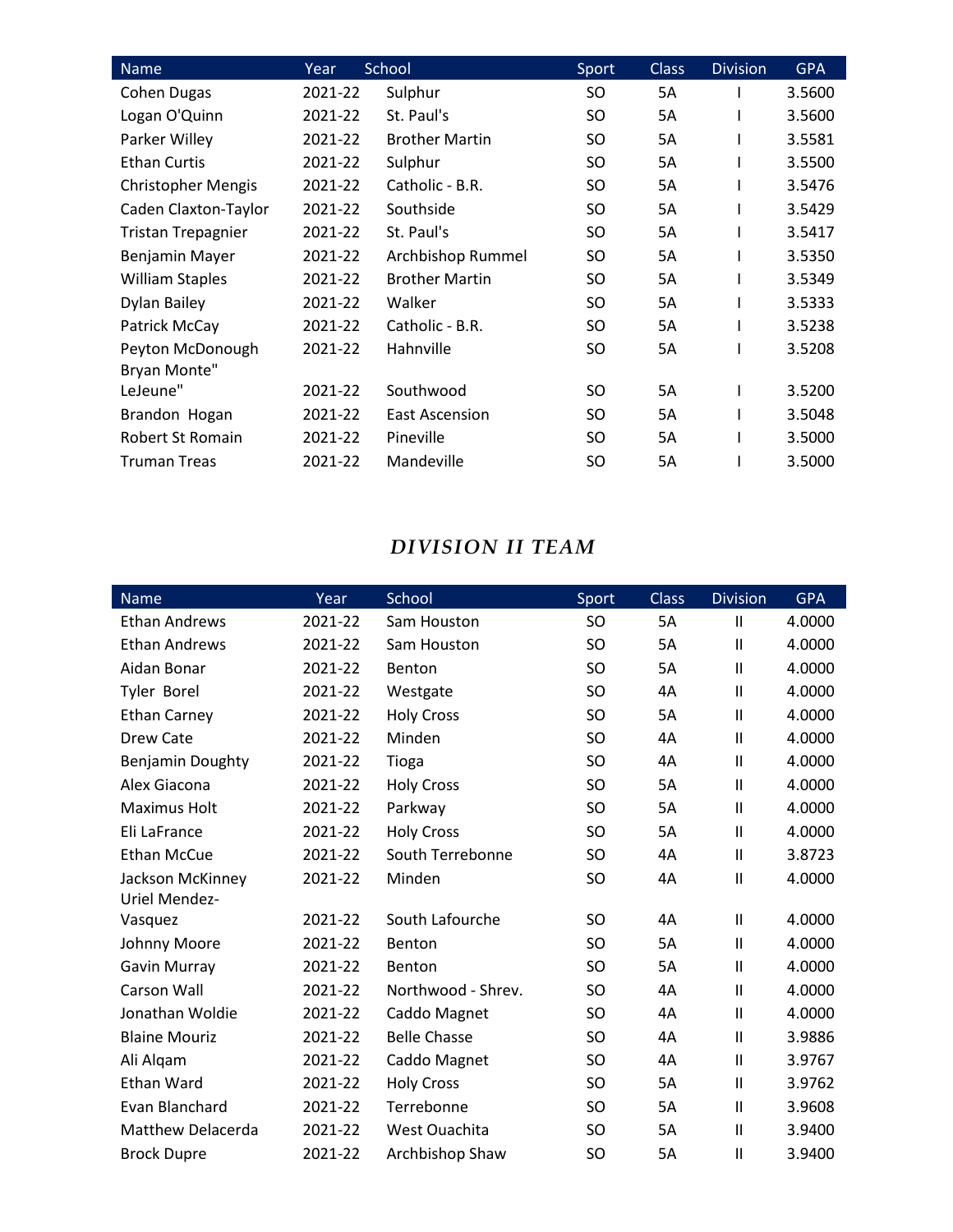| Name | Year | School | Sport | Class | Division | GPA |
|---|---|---|---|---|---|---|
| Cohen Dugas | 2021-22 | Sulphur | SO | 5A | I | 3.5600 |
| Logan O'Quinn | 2021-22 | St. Paul's | SO | 5A | I | 3.5600 |
| Parker Willey | 2021-22 | Brother Martin | SO | 5A | I | 3.5581 |
| Ethan Curtis | 2021-22 | Sulphur | SO | 5A | I | 3.5500 |
| Christopher Mengis | 2021-22 | Catholic - B.R. | SO | 5A | I | 3.5476 |
| Caden Claxton-Taylor | 2021-22 | Southside | SO | 5A | I | 3.5429 |
| Tristan Trepagnier | 2021-22 | St. Paul's | SO | 5A | I | 3.5417 |
| Benjamin Mayer | 2021-22 | Archbishop Rummel | SO | 5A | I | 3.5350 |
| William Staples | 2021-22 | Brother Martin | SO | 5A | I | 3.5349 |
| Dylan Bailey | 2021-22 | Walker | SO | 5A | I | 3.5333 |
| Patrick McCay | 2021-22 | Catholic - B.R. | SO | 5A | I | 3.5238 |
| Peyton McDonough | 2021-22 | Hahnville | SO | 5A | I | 3.5208 |
| Bryan Monte" LeJeune" | 2021-22 | Southwood | SO | 5A | I | 3.5200 |
| Brandon Hogan | 2021-22 | East Ascension | SO | 5A | I | 3.5048 |
| Robert St Romain | 2021-22 | Pineville | SO | 5A | I | 3.5000 |
| Truman Treas | 2021-22 | Mandeville | SO | 5A | I | 3.5000 |

## *DIVISION II TEAM*

| Name | Year | School | Sport | Class | Division | GPA |
|---|---|---|---|---|---|---|
| Ethan Andrews | 2021-22 | Sam Houston | SO | 5A | II | 4.0000 |
| Ethan Andrews | 2021-22 | Sam Houston | SO | 5A | II | 4.0000 |
| Aidan Bonar | 2021-22 | Benton | SO | 5A | II | 4.0000 |
| Tyler Borel | 2021-22 | Westgate | SO | 4A | II | 4.0000 |
| Ethan Carney | 2021-22 | Holy Cross | SO | 5A | II | 4.0000 |
| Drew Cate | 2021-22 | Minden | SO | 4A | II | 4.0000 |
| Benjamin Doughty | 2021-22 | Tioga | SO | 4A | II | 4.0000 |
| Alex Giacona | 2021-22 | Holy Cross | SO | 5A | II | 4.0000 |
| Maximus Holt | 2021-22 | Parkway | SO | 5A | II | 4.0000 |
| Eli LaFrance | 2021-22 | Holy Cross | SO | 5A | II | 4.0000 |
| Ethan McCue | 2021-22 | South Terrebonne | SO | 4A | II | 3.8723 |
| Jackson McKinney | 2021-22 | Minden | SO | 4A | II | 4.0000 |
| Uriel Mendez-Vasquez | 2021-22 | South Lafourche | SO | 4A | II | 4.0000 |
| Johnny Moore | 2021-22 | Benton | SO | 5A | II | 4.0000 |
| Gavin Murray | 2021-22 | Benton | SO | 5A | II | 4.0000 |
| Carson Wall | 2021-22 | Northwood - Shrev. | SO | 4A | II | 4.0000 |
| Jonathan Woldie | 2021-22 | Caddo Magnet | SO | 4A | II | 4.0000 |
| Blaine Mouriz | 2021-22 | Belle Chasse | SO | 4A | II | 3.9886 |
| Ali Alqam | 2021-22 | Caddo Magnet | SO | 4A | II | 3.9767 |
| Ethan Ward | 2021-22 | Holy Cross | SO | 5A | II | 3.9762 |
| Evan Blanchard | 2021-22 | Terrebonne | SO | 5A | II | 3.9608 |
| Matthew Delacerda | 2021-22 | West Ouachita | SO | 5A | II | 3.9400 |
| Brock Dupre | 2021-22 | Archbishop Shaw | SO | 5A | II | 3.9400 |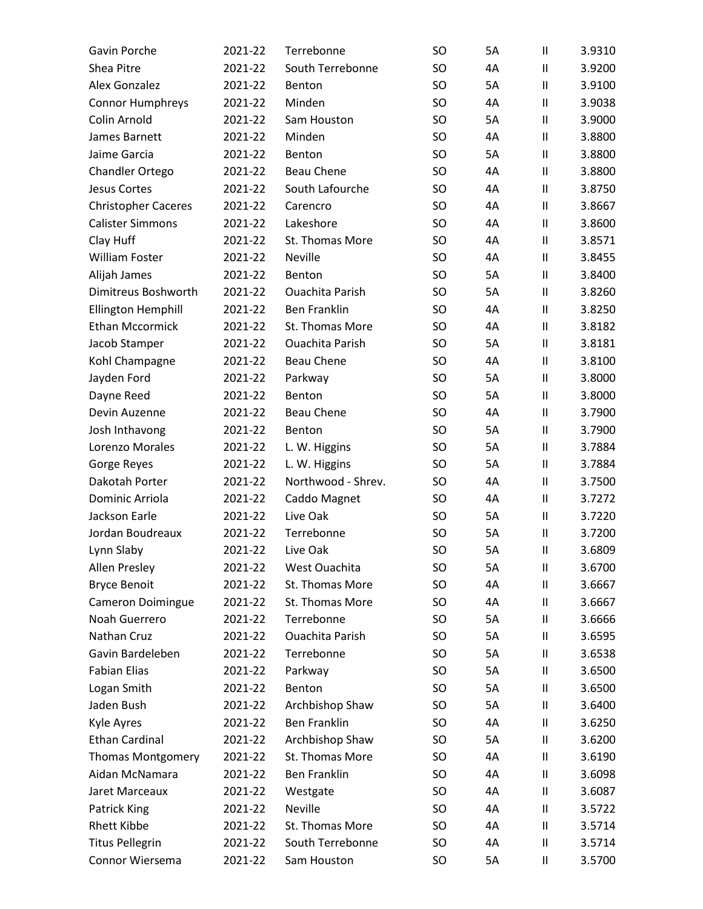| | | | | | | |
|---|---|---|---|---|---|---|
| Gavin Porche | 2021-22 | Terrebonne | SO | 5A | II | 3.9310 |
| Shea Pitre | 2021-22 | South Terrebonne | SO | 4A | II | 3.9200 |
| Alex Gonzalez | 2021-22 | Benton | SO | 5A | II | 3.9100 |
| Connor Humphreys | 2021-22 | Minden | SO | 4A | II | 3.9038 |
| Colin Arnold | 2021-22 | Sam Houston | SO | 5A | II | 3.9000 |
| James Barnett | 2021-22 | Minden | SO | 4A | II | 3.8800 |
| Jaime Garcia | 2021-22 | Benton | SO | 5A | II | 3.8800 |
| Chandler Ortego | 2021-22 | Beau Chene | SO | 4A | II | 3.8800 |
| Jesus Cortes | 2021-22 | South Lafourche | SO | 4A | II | 3.8750 |
| Christopher Caceres | 2021-22 | Carencro | SO | 4A | II | 3.8667 |
| Calister Simmons | 2021-22 | Lakeshore | SO | 4A | II | 3.8600 |
| Clay Huff | 2021-22 | St. Thomas More | SO | 4A | II | 3.8571 |
| William Foster | 2021-22 | Neville | SO | 4A | II | 3.8455 |
| Alijah James | 2021-22 | Benton | SO | 5A | II | 3.8400 |
| Dimitreus Boshworth | 2021-22 | Ouachita Parish | SO | 5A | II | 3.8260 |
| Ellington Hemphill | 2021-22 | Ben Franklin | SO | 4A | II | 3.8250 |
| Ethan Mccormick | 2021-22 | St. Thomas More | SO | 4A | II | 3.8182 |
| Jacob Stamper | 2021-22 | Ouachita Parish | SO | 5A | II | 3.8181 |
| Kohl Champagne | 2021-22 | Beau Chene | SO | 4A | II | 3.8100 |
| Jayden Ford | 2021-22 | Parkway | SO | 5A | II | 3.8000 |
| Dayne Reed | 2021-22 | Benton | SO | 5A | II | 3.8000 |
| Devin Auzenne | 2021-22 | Beau Chene | SO | 4A | II | 3.7900 |
| Josh Inthavong | 2021-22 | Benton | SO | 5A | II | 3.7900 |
| Lorenzo Morales | 2021-22 | L. W. Higgins | SO | 5A | II | 3.7884 |
| Gorge Reyes | 2021-22 | L. W. Higgins | SO | 5A | II | 3.7884 |
| Dakotah Porter | 2021-22 | Northwood - Shrev. | SO | 4A | II | 3.7500 |
| Dominic Arriola | 2021-22 | Caddo Magnet | SO | 4A | II | 3.7272 |
| Jackson Earle | 2021-22 | Live Oak | SO | 5A | II | 3.7220 |
| Jordan Boudreaux | 2021-22 | Terrebonne | SO | 5A | II | 3.7200 |
| Lynn Slaby | 2021-22 | Live Oak | SO | 5A | II | 3.6809 |
| Allen Presley | 2021-22 | West Ouachita | SO | 5A | II | 3.6700 |
| Bryce Benoit | 2021-22 | St. Thomas More | SO | 4A | II | 3.6667 |
| Cameron Doimingue | 2021-22 | St. Thomas More | SO | 4A | II | 3.6667 |
| Noah Guerrero | 2021-22 | Terrebonne | SO | 5A | II | 3.6666 |
| Nathan Cruz | 2021-22 | Ouachita Parish | SO | 5A | II | 3.6595 |
| Gavin Bardeleben | 2021-22 | Terrebonne | SO | 5A | II | 3.6538 |
| Fabian Elias | 2021-22 | Parkway | SO | 5A | II | 3.6500 |
| Logan Smith | 2021-22 | Benton | SO | 5A | II | 3.6500 |
| Jaden Bush | 2021-22 | Archbishop Shaw | SO | 5A | II | 3.6400 |
| Kyle Ayres | 2021-22 | Ben Franklin | SO | 4A | II | 3.6250 |
| Ethan Cardinal | 2021-22 | Archbishop Shaw | SO | 5A | II | 3.6200 |
| Thomas Montgomery | 2021-22 | St. Thomas More | SO | 4A | II | 3.6190 |
| Aidan McNamara | 2021-22 | Ben Franklin | SO | 4A | II | 3.6098 |
| Jaret Marceaux | 2021-22 | Westgate | SO | 4A | II | 3.6087 |
| Patrick King | 2021-22 | Neville | SO | 4A | II | 3.5722 |
| Rhett Kibbe | 2021-22 | St. Thomas More | SO | 4A | II | 3.5714 |
| Titus Pellegrin | 2021-22 | South Terrebonne | SO | 4A | II | 3.5714 |
| Connor Wiersema | 2021-22 | Sam Houston | SO | 5A | II | 3.5700 |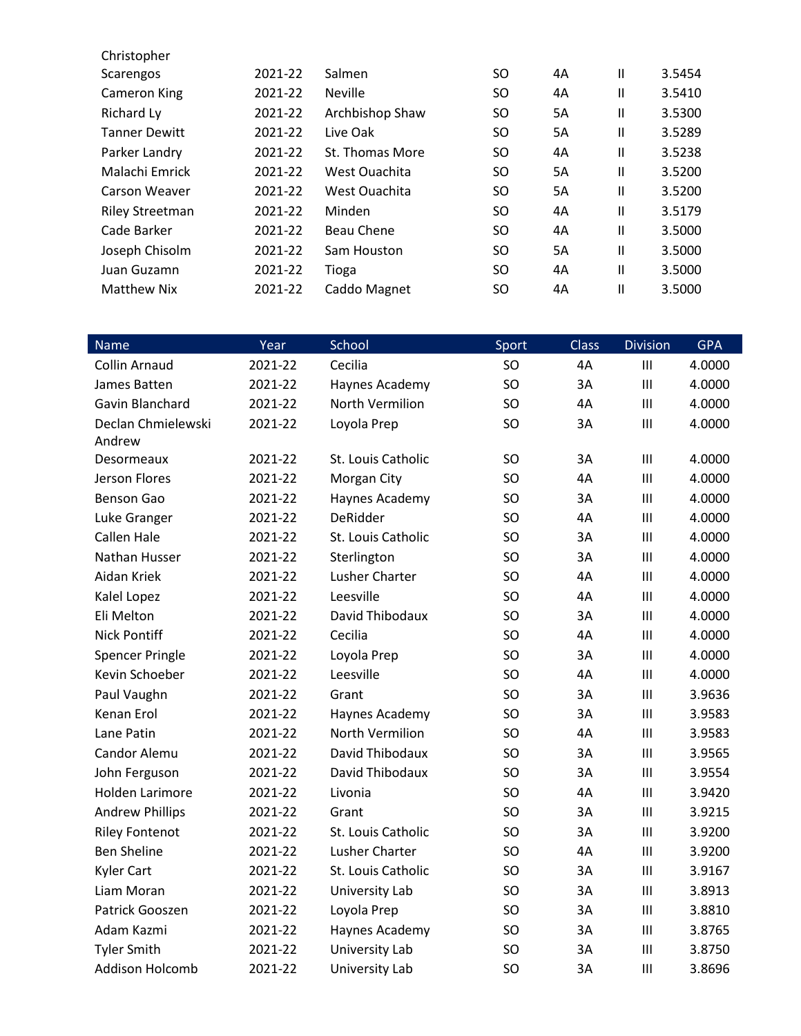| | | | | | | |
|---|---|---|---|---|---|---|
| Christopher Scarengos | 2021-22 | Salmen | SO | 4A | II | 3.5454 |
| Cameron King | 2021-22 | Neville | SO | 4A | II | 3.5410 |
| Richard Ly | 2021-22 | Archbishop Shaw | SO | 5A | II | 3.5300 |
| Tanner Dewitt | 2021-22 | Live Oak | SO | 5A | II | 3.5289 |
| Parker Landry | 2021-22 | St. Thomas More | SO | 4A | II | 3.5238 |
| Malachi Emrick | 2021-22 | West Ouachita | SO | 5A | II | 3.5200 |
| Carson Weaver | 2021-22 | West Ouachita | SO | 5A | II | 3.5200 |
| Riley Streetman | 2021-22 | Minden | SO | 4A | II | 3.5179 |
| Cade Barker | 2021-22 | Beau Chene | SO | 4A | II | 3.5000 |
| Joseph Chisolm | 2021-22 | Sam Houston | SO | 5A | II | 3.5000 |
| Juan Guzamn | 2021-22 | Tioga | SO | 4A | II | 3.5000 |
| Matthew Nix | 2021-22 | Caddo Magnet | SO | 4A | II | 3.5000 |

| Name | Year | School | Sport | Class | Division | GPA |
|---|---|---|---|---|---|---|
| Collin Arnaud | 2021-22 | Cecilia | SO | 4A | III | 4.0000 |
| James Batten | 2021-22 | Haynes Academy | SO | 3A | III | 4.0000 |
| Gavin Blanchard | 2021-22 | North Vermilion | SO | 4A | III | 4.0000 |
| Declan Chmielewski | 2021-22 | Loyola Prep | SO | 3A | III | 4.0000 |
| Andrew Desormeaux | 2021-22 | St. Louis Catholic | SO | 3A | III | 4.0000 |
| Jerson Flores | 2021-22 | Morgan City | SO | 4A | III | 4.0000 |
| Benson Gao | 2021-22 | Haynes Academy | SO | 3A | III | 4.0000 |
| Luke Granger | 2021-22 | DeRidder | SO | 4A | III | 4.0000 |
| Callen Hale | 2021-22 | St. Louis Catholic | SO | 3A | III | 4.0000 |
| Nathan Husser | 2021-22 | Sterlington | SO | 3A | III | 4.0000 |
| Aidan Kriek | 2021-22 | Lusher Charter | SO | 4A | III | 4.0000 |
| Kalel Lopez | 2021-22 | Leesville | SO | 4A | III | 4.0000 |
| Eli Melton | 2021-22 | David Thibodaux | SO | 3A | III | 4.0000 |
| Nick Pontiff | 2021-22 | Cecilia | SO | 4A | III | 4.0000 |
| Spencer Pringle | 2021-22 | Loyola Prep | SO | 3A | III | 4.0000 |
| Kevin Schoeber | 2021-22 | Leesville | SO | 4A | III | 4.0000 |
| Paul Vaughn | 2021-22 | Grant | SO | 3A | III | 3.9636 |
| Kenan Erol | 2021-22 | Haynes Academy | SO | 3A | III | 3.9583 |
| Lane Patin | 2021-22 | North Vermilion | SO | 4A | III | 3.9583 |
| Candor Alemu | 2021-22 | David Thibodaux | SO | 3A | III | 3.9565 |
| John Ferguson | 2021-22 | David Thibodaux | SO | 3A | III | 3.9554 |
| Holden Larimore | 2021-22 | Livonia | SO | 4A | III | 3.9420 |
| Andrew Phillips | 2021-22 | Grant | SO | 3A | III | 3.9215 |
| Riley Fontenot | 2021-22 | St. Louis Catholic | SO | 3A | III | 3.9200 |
| Ben Sheline | 2021-22 | Lusher Charter | SO | 4A | III | 3.9200 |
| Kyler Cart | 2021-22 | St. Louis Catholic | SO | 3A | III | 3.9167 |
| Liam Moran | 2021-22 | University Lab | SO | 3A | III | 3.8913 |
| Patrick Gooszen | 2021-22 | Loyola Prep | SO | 3A | III | 3.8810 |
| Adam Kazmi | 2021-22 | Haynes Academy | SO | 3A | III | 3.8765 |
| Tyler Smith | 2021-22 | University Lab | SO | 3A | III | 3.8750 |
| Addison Holcomb | 2021-22 | University Lab | SO | 3A | III | 3.8696 |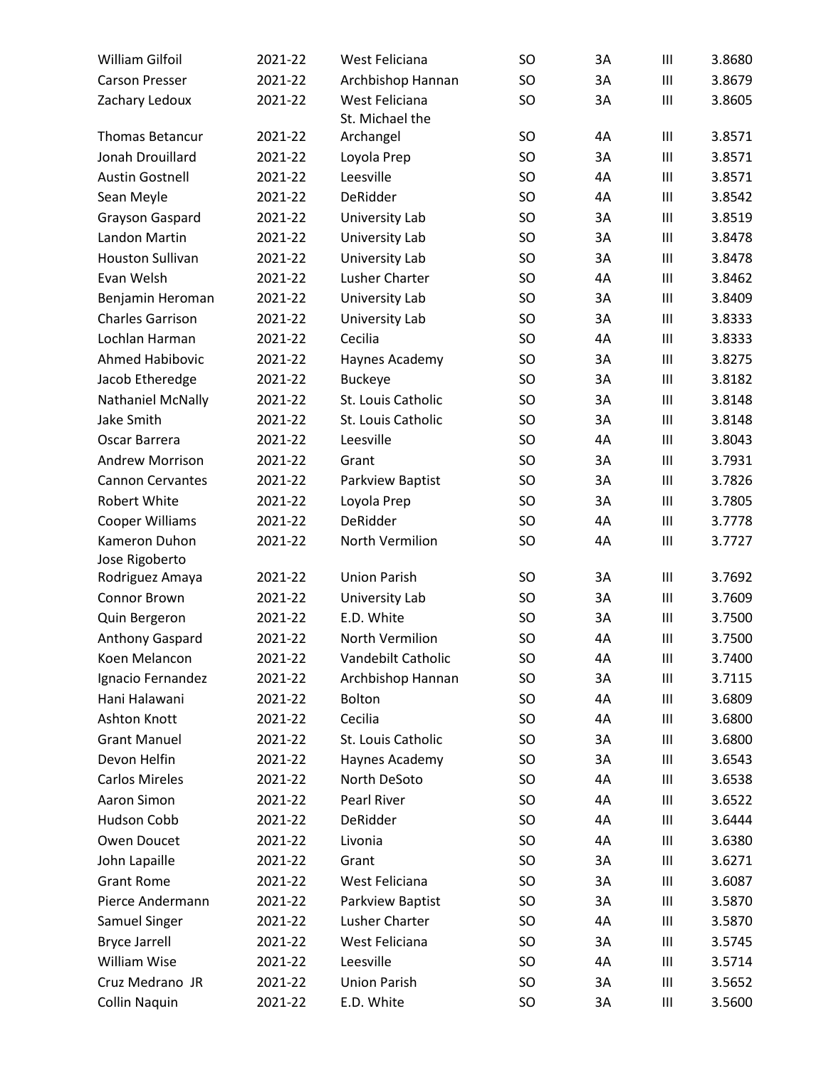| | | | | | | |
|---|---|---|---|---|---|---|
| William Gilfoil | 2021-22 | West Feliciana | SO | 3A | III | 3.8680 |
| Carson Presser | 2021-22 | Archbishop Hannan | SO | 3A | III | 3.8679 |
| Zachary Ledoux | 2021-22 | West Feliciana | SO | 3A | III | 3.8605 |
| Thomas Betancur | 2021-22 | St. Michael the Archangel | SO | 4A | III | 3.8571 |
| Jonah Drouillard | 2021-22 | Loyola Prep | SO | 3A | III | 3.8571 |
| Austin Gostnell | 2021-22 | Leesville | SO | 4A | III | 3.8571 |
| Sean Meyle | 2021-22 | DeRidder | SO | 4A | III | 3.8542 |
| Grayson Gaspard | 2021-22 | University Lab | SO | 3A | III | 3.8519 |
| Landon Martin | 2021-22 | University Lab | SO | 3A | III | 3.8478 |
| Houston Sullivan | 2021-22 | University Lab | SO | 3A | III | 3.8478 |
| Evan Welsh | 2021-22 | Lusher Charter | SO | 4A | III | 3.8462 |
| Benjamin Heroman | 2021-22 | University Lab | SO | 3A | III | 3.8409 |
| Charles Garrison | 2021-22 | University Lab | SO | 3A | III | 3.8333 |
| Lochlan Harman | 2021-22 | Cecilia | SO | 4A | III | 3.8333 |
| Ahmed Habibovic | 2021-22 | Haynes Academy | SO | 3A | III | 3.8275 |
| Jacob Etheredge | 2021-22 | Buckeye | SO | 3A | III | 3.8182 |
| Nathaniel McNally | 2021-22 | St. Louis Catholic | SO | 3A | III | 3.8148 |
| Jake Smith | 2021-22 | St. Louis Catholic | SO | 3A | III | 3.8148 |
| Oscar Barrera | 2021-22 | Leesville | SO | 4A | III | 3.8043 |
| Andrew Morrison | 2021-22 | Grant | SO | 3A | III | 3.7931 |
| Cannon Cervantes | 2021-22 | Parkview Baptist | SO | 3A | III | 3.7826 |
| Robert White | 2021-22 | Loyola Prep | SO | 3A | III | 3.7805 |
| Cooper Williams | 2021-22 | DeRidder | SO | 4A | III | 3.7778 |
| Kameron Duhon | 2021-22 | North Vermilion | SO | 4A | III | 3.7727 |
| Jose Rigoberto Rodriguez Amaya | 2021-22 | Union Parish | SO | 3A | III | 3.7692 |
| Connor Brown | 2021-22 | University Lab | SO | 3A | III | 3.7609 |
| Quin Bergeron | 2021-22 | E.D. White | SO | 3A | III | 3.7500 |
| Anthony Gaspard | 2021-22 | North Vermilion | SO | 4A | III | 3.7500 |
| Koen Melancon | 2021-22 | Vandebilt Catholic | SO | 4A | III | 3.7400 |
| Ignacio Fernandez | 2021-22 | Archbishop Hannan | SO | 3A | III | 3.7115 |
| Hani Halawani | 2021-22 | Bolton | SO | 4A | III | 3.6809 |
| Ashton Knott | 2021-22 | Cecilia | SO | 4A | III | 3.6800 |
| Grant Manuel | 2021-22 | St. Louis Catholic | SO | 3A | III | 3.6800 |
| Devon Helfin | 2021-22 | Haynes Academy | SO | 3A | III | 3.6543 |
| Carlos Mireles | 2021-22 | North DeSoto | SO | 4A | III | 3.6538 |
| Aaron Simon | 2021-22 | Pearl River | SO | 4A | III | 3.6522 |
| Hudson Cobb | 2021-22 | DeRidder | SO | 4A | III | 3.6444 |
| Owen Doucet | 2021-22 | Livonia | SO | 4A | III | 3.6380 |
| John Lapaille | 2021-22 | Grant | SO | 3A | III | 3.6271 |
| Grant Rome | 2021-22 | West Feliciana | SO | 3A | III | 3.6087 |
| Pierce Andermann | 2021-22 | Parkview Baptist | SO | 3A | III | 3.5870 |
| Samuel Singer | 2021-22 | Lusher Charter | SO | 4A | III | 3.5870 |
| Bryce Jarrell | 2021-22 | West Feliciana | SO | 3A | III | 3.5745 |
| William Wise | 2021-22 | Leesville | SO | 4A | III | 3.5714 |
| Cruz Medrano JR | 2021-22 | Union Parish | SO | 3A | III | 3.5652 |
| Collin Naquin | 2021-22 | E.D. White | SO | 3A | III | 3.5600 |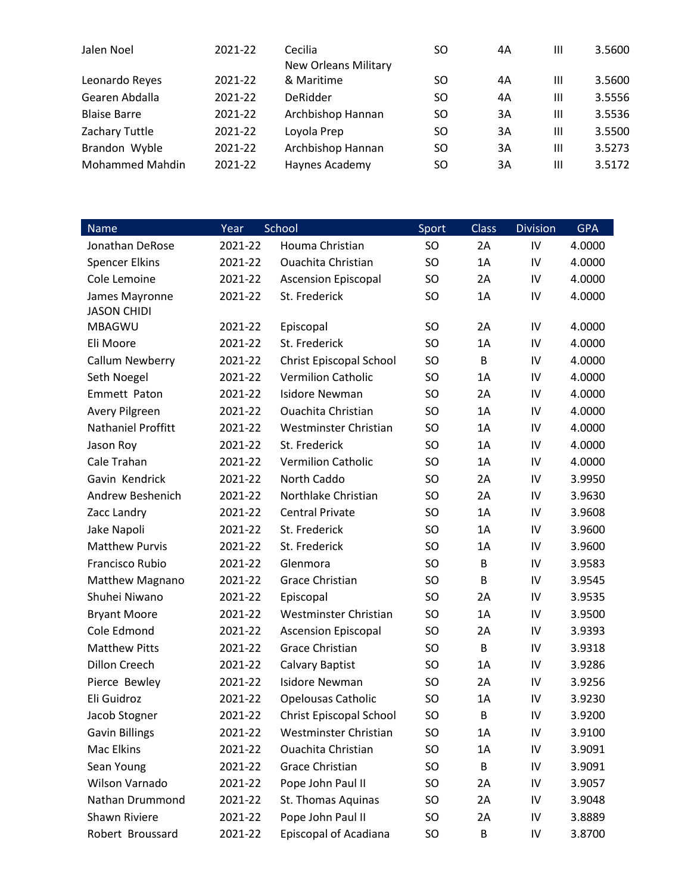| | | | | | | |
|---|---|---|---|---|---|---|
| Jalen Noel | 2021-22 | Cecilia | SO | 4A | III | 3.5600 |
| Leonardo Reyes | 2021-22 | New Orleans Military & Maritime | SO | 4A | III | 3.5600 |
| Gearen Abdalla | 2021-22 | DeRidder | SO | 4A | III | 3.5556 |
| Blaise Barre | 2021-22 | Archbishop Hannan | SO | 3A | III | 3.5536 |
| Zachary Tuttle | 2021-22 | Loyola Prep | SO | 3A | III | 3.5500 |
| Brandon Wyble | 2021-22 | Archbishop Hannan | SO | 3A | III | 3.5273 |
| Mohammed Mahdin | 2021-22 | Haynes Academy | SO | 3A | III | 3.5172 |

| Name | Year | School | Sport | Class | Division | GPA |
|---|---|---|---|---|---|---|
| Jonathan DeRose | 2021-22 | Houma Christian | SO | 2A | IV | 4.0000 |
| Spencer Elkins | 2021-22 | Ouachita Christian | SO | 1A | IV | 4.0000 |
| Cole Lemoine | 2021-22 | Ascension Episcopal | SO | 2A | IV | 4.0000 |
| James Mayronne | 2021-22 | St. Frederick | SO | 1A | IV | 4.0000 |
| JASON CHIDI MBAGWU | 2021-22 | Episcopal | SO | 2A | IV | 4.0000 |
| Eli Moore | 2021-22 | St. Frederick | SO | 1A | IV | 4.0000 |
| Callum Newberry | 2021-22 | Christ Episcopal School | SO | B | IV | 4.0000 |
| Seth Noegel | 2021-22 | Vermilion Catholic | SO | 1A | IV | 4.0000 |
| Emmett Paton | 2021-22 | Isidore Newman | SO | 2A | IV | 4.0000 |
| Avery Pilgreen | 2021-22 | Ouachita Christian | SO | 1A | IV | 4.0000 |
| Nathaniel Proffitt | 2021-22 | Westminster Christian | SO | 1A | IV | 4.0000 |
| Jason Roy | 2021-22 | St. Frederick | SO | 1A | IV | 4.0000 |
| Cale Trahan | 2021-22 | Vermilion Catholic | SO | 1A | IV | 4.0000 |
| Gavin Kendrick | 2021-22 | North Caddo | SO | 2A | IV | 3.9950 |
| Andrew Beshenich | 2021-22 | Northlake Christian | SO | 2A | IV | 3.9630 |
| Zacc Landry | 2021-22 | Central Private | SO | 1A | IV | 3.9608 |
| Jake Napoli | 2021-22 | St. Frederick | SO | 1A | IV | 3.9600 |
| Matthew Purvis | 2021-22 | St. Frederick | SO | 1A | IV | 3.9600 |
| Francisco Rubio | 2021-22 | Glenmora | SO | B | IV | 3.9583 |
| Matthew Magnano | 2021-22 | Grace Christian | SO | B | IV | 3.9545 |
| Shuhei Niwano | 2021-22 | Episcopal | SO | 2A | IV | 3.9535 |
| Bryant Moore | 2021-22 | Westminster Christian | SO | 1A | IV | 3.9500 |
| Cole Edmond | 2021-22 | Ascension Episcopal | SO | 2A | IV | 3.9393 |
| Matthew Pitts | 2021-22 | Grace Christian | SO | B | IV | 3.9318 |
| Dillon Creech | 2021-22 | Calvary Baptist | SO | 1A | IV | 3.9286 |
| Pierce Bewley | 2021-22 | Isidore Newman | SO | 2A | IV | 3.9256 |
| Eli Guidroz | 2021-22 | Opelousas Catholic | SO | 1A | IV | 3.9230 |
| Jacob Stogner | 2021-22 | Christ Episcopal School | SO | B | IV | 3.9200 |
| Gavin Billings | 2021-22 | Westminster Christian | SO | 1A | IV | 3.9100 |
| Mac Elkins | 2021-22 | Ouachita Christian | SO | 1A | IV | 3.9091 |
| Sean Young | 2021-22 | Grace Christian | SO | B | IV | 3.9091 |
| Wilson Varnado | 2021-22 | Pope John Paul II | SO | 2A | IV | 3.9057 |
| Nathan Drummond | 2021-22 | St. Thomas Aquinas | SO | 2A | IV | 3.9048 |
| Shawn Riviere | 2021-22 | Pope John Paul II | SO | 2A | IV | 3.8889 |
| Robert Broussard | 2021-22 | Episcopal of Acadiana | SO | B | IV | 3.8700 |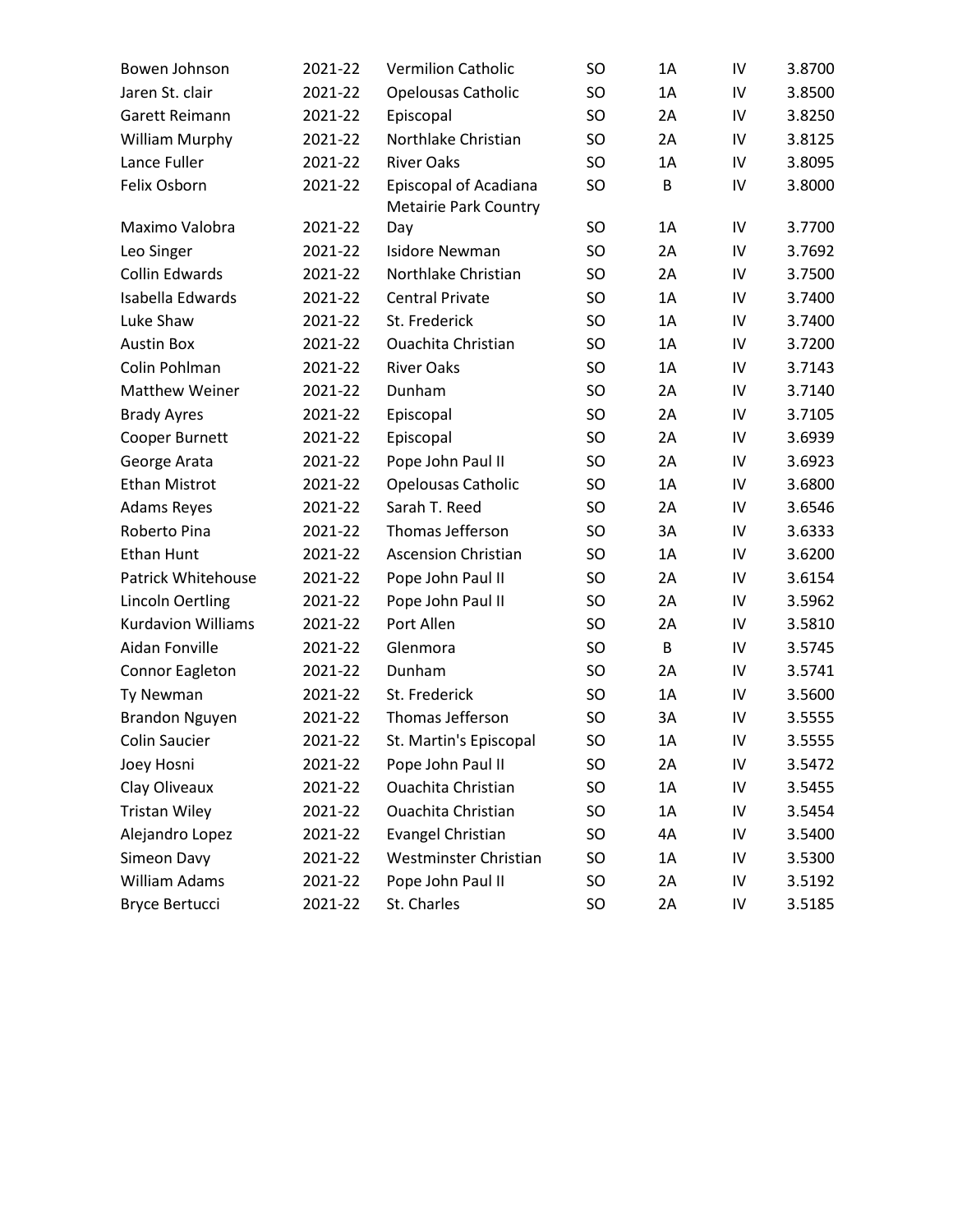| | | | | | | |
|---|---|---|---|---|---|---|
| Bowen Johnson | 2021-22 | Vermilion Catholic | SO | 1A | IV | 3.8700 |
| Jaren St. clair | 2021-22 | Opelousas Catholic | SO | 1A | IV | 3.8500 |
| Garett Reimann | 2021-22 | Episcopal | SO | 2A | IV | 3.8250 |
| William Murphy | 2021-22 | Northlake Christian | SO | 2A | IV | 3.8125 |
| Lance Fuller | 2021-22 | River Oaks | SO | 1A | IV | 3.8095 |
| Felix Osborn | 2021-22 | Episcopal of Acadiana | SO | B | IV | 3.8000 |
| Maximo Valobra | 2021-22 | Metairie Park Country Day | SO | 1A | IV | 3.7700 |
| Leo Singer | 2021-22 | Isidore Newman | SO | 2A | IV | 3.7692 |
| Collin Edwards | 2021-22 | Northlake Christian | SO | 2A | IV | 3.7500 |
| Isabella Edwards | 2021-22 | Central Private | SO | 1A | IV | 3.7400 |
| Luke Shaw | 2021-22 | St. Frederick | SO | 1A | IV | 3.7400 |
| Austin Box | 2021-22 | Ouachita Christian | SO | 1A | IV | 3.7200 |
| Colin Pohlman | 2021-22 | River Oaks | SO | 1A | IV | 3.7143 |
| Matthew Weiner | 2021-22 | Dunham | SO | 2A | IV | 3.7140 |
| Brady Ayres | 2021-22 | Episcopal | SO | 2A | IV | 3.7105 |
| Cooper Burnett | 2021-22 | Episcopal | SO | 2A | IV | 3.6939 |
| George Arata | 2021-22 | Pope John Paul II | SO | 2A | IV | 3.6923 |
| Ethan Mistrot | 2021-22 | Opelousas Catholic | SO | 1A | IV | 3.6800 |
| Adams Reyes | 2021-22 | Sarah T. Reed | SO | 2A | IV | 3.6546 |
| Roberto Pina | 2021-22 | Thomas Jefferson | SO | 3A | IV | 3.6333 |
| Ethan Hunt | 2021-22 | Ascension Christian | SO | 1A | IV | 3.6200 |
| Patrick Whitehouse | 2021-22 | Pope John Paul II | SO | 2A | IV | 3.6154 |
| Lincoln Oertling | 2021-22 | Pope John Paul II | SO | 2A | IV | 3.5962 |
| Kurdavion Williams | 2021-22 | Port Allen | SO | 2A | IV | 3.5810 |
| Aidan Fonville | 2021-22 | Glenmora | SO | B | IV | 3.5745 |
| Connor Eagleton | 2021-22 | Dunham | SO | 2A | IV | 3.5741 |
| Ty Newman | 2021-22 | St. Frederick | SO | 1A | IV | 3.5600 |
| Brandon Nguyen | 2021-22 | Thomas Jefferson | SO | 3A | IV | 3.5555 |
| Colin Saucier | 2021-22 | St. Martin's Episcopal | SO | 1A | IV | 3.5555 |
| Joey Hosni | 2021-22 | Pope John Paul II | SO | 2A | IV | 3.5472 |
| Clay Oliveaux | 2021-22 | Ouachita Christian | SO | 1A | IV | 3.5455 |
| Tristan Wiley | 2021-22 | Ouachita Christian | SO | 1A | IV | 3.5454 |
| Alejandro Lopez | 2021-22 | Evangel Christian | SO | 4A | IV | 3.5400 |
| Simeon Davy | 2021-22 | Westminster Christian | SO | 1A | IV | 3.5300 |
| William Adams | 2021-22 | Pope John Paul II | SO | 2A | IV | 3.5192 |
| Bryce Bertucci | 2021-22 | St. Charles | SO | 2A | IV | 3.5185 |